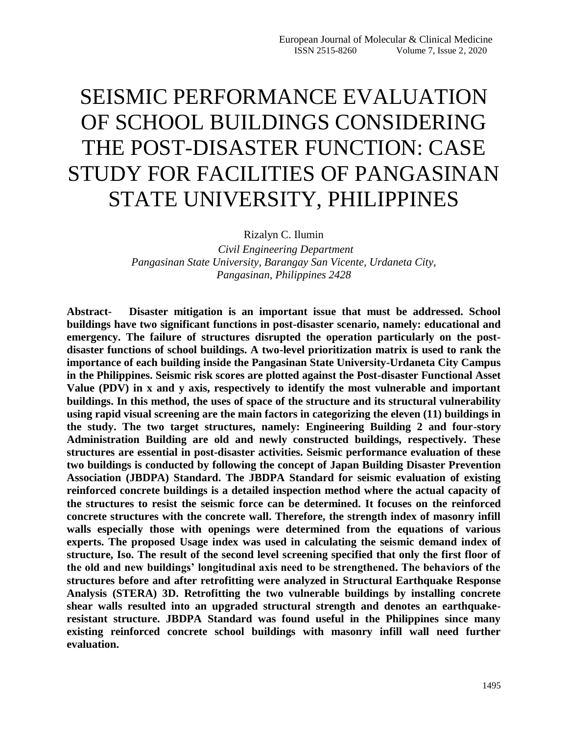# SEISMIC PERFORMANCE EVALUATION OF SCHOOL BUILDINGS CONSIDERING THE POST-DISASTER FUNCTION: CASE STUDY FOR FACILITIES OF PANGASINAN STATE UNIVERSITY, PHILIPPINES

Rizalyn C. Ilumin

*Civil Engineering Department*
*Pangasinan State University, Barangay San Vicente, Urdaneta City, Pangasinan, Philippines 2428*

**Abstract- Disaster mitigation is an important issue that must be addressed. School buildings have two significant functions in post-disaster scenario, namely: educational and emergency. The failure of structures disrupted the operation particularly on the post-disaster functions of school buildings. A two-level prioritization matrix is used to rank the importance of each building inside the Pangasinan State University-Urdaneta City Campus in the Philippines. Seismic risk scores are plotted against the Post-disaster Functional Asset Value (PDV) in x and y axis, respectively to identify the most vulnerable and important buildings. In this method, the uses of space of the structure and its structural vulnerability using rapid visual screening are the main factors in categorizing the eleven (11) buildings in the study. The two target structures, namely: Engineering Building 2 and four-story Administration Building are old and newly constructed buildings, respectively. These structures are essential in post-disaster activities. Seismic performance evaluation of these two buildings is conducted by following the concept of Japan Building Disaster Prevention Association (JBDPA) Standard. The JBDPA Standard for seismic evaluation of existing reinforced concrete buildings is a detailed inspection method where the actual capacity of the structures to resist the seismic force can be determined. It focuses on the reinforced concrete structures with the concrete wall. Therefore, the strength index of masonry infill walls especially those with openings were determined from the equations of various experts. The proposed Usage index was used in calculating the seismic demand index of structure, Iso. The result of the second level screening specified that only the first floor of the old and new buildings' longitudinal axis need to be strengthened. The behaviors of the structures before and after retrofitting were analyzed in Structural Earthquake Response Analysis (STERA) 3D. Retrofitting the two vulnerable buildings by installing concrete shear walls resulted into an upgraded structural strength and denotes an earthquake-resistant structure. JBDPA Standard was found useful in the Philippines since many existing reinforced concrete school buildings with masonry infill wall need further evaluation.**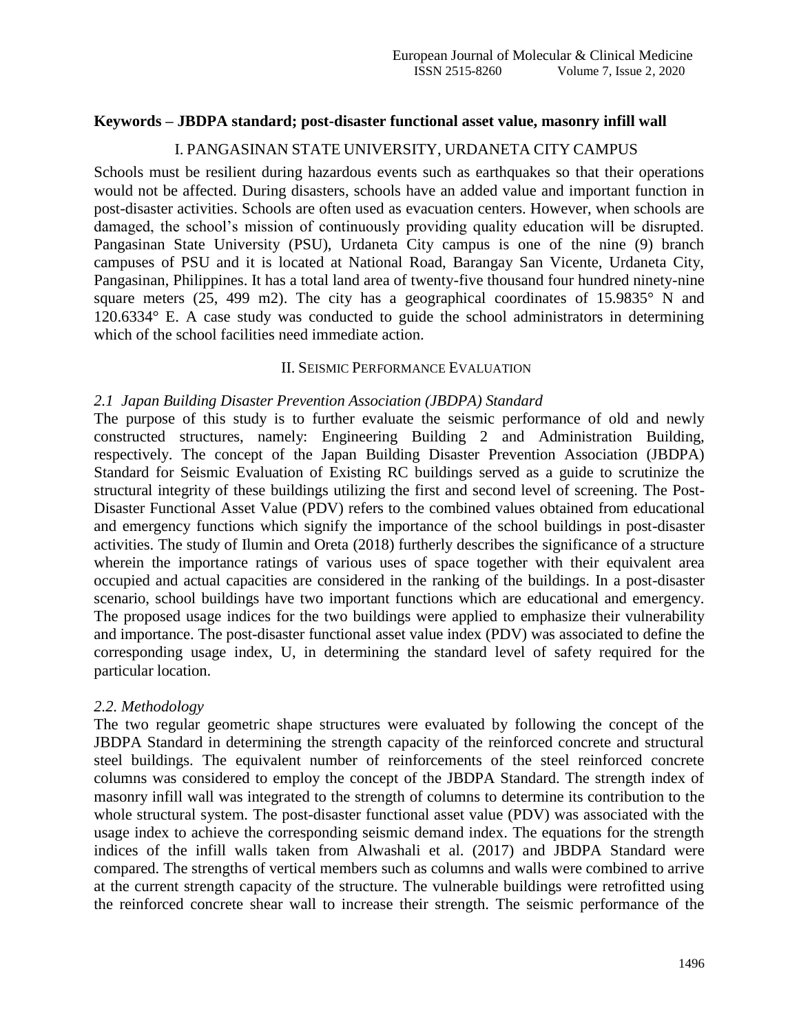**Keywords – JBDPA standard; post-disaster functional asset value, masonry infill wall**

## I. PANGASINAN STATE UNIVERSITY, URDANETA CITY CAMPUS

Schools must be resilient during hazardous events such as earthquakes so that their operations would not be affected. During disasters, schools have an added value and important function in post-disaster activities. Schools are often used as evacuation centers. However, when schools are damaged, the school's mission of continuously providing quality education will be disrupted. Pangasinan State University (PSU), Urdaneta City campus is one of the nine (9) branch campuses of PSU and it is located at National Road, Barangay San Vicente, Urdaneta City, Pangasinan, Philippines. It has a total land area of twenty-five thousand four hundred ninety-nine square meters (25, 499 m2). The city has a geographical coordinates of 15.9835° N and 120.6334° E. A case study was conducted to guide the school administrators in determining which of the school facilities need immediate action.

## II. SEISMIC PERFORMANCE EVALUATION

### *2.1 Japan Building Disaster Prevention Association (JBDPA) Standard*

The purpose of this study is to further evaluate the seismic performance of old and newly constructed structures, namely: Engineering Building 2 and Administration Building, respectively. The concept of the Japan Building Disaster Prevention Association (JBDPA) Standard for Seismic Evaluation of Existing RC buildings served as a guide to scrutinize the structural integrity of these buildings utilizing the first and second level of screening. The Post-Disaster Functional Asset Value (PDV) refers to the combined values obtained from educational and emergency functions which signify the importance of the school buildings in post-disaster activities. The study of Ilumin and Oreta (2018) furtherly describes the significance of a structure wherein the importance ratings of various uses of space together with their equivalent area occupied and actual capacities are considered in the ranking of the buildings. In a post-disaster scenario, school buildings have two important functions which are educational and emergency. The proposed usage indices for the two buildings were applied to emphasize their vulnerability and importance. The post-disaster functional asset value index (PDV) was associated to define the corresponding usage index, U, in determining the standard level of safety required for the particular location.

### *2.2. Methodology*

The two regular geometric shape structures were evaluated by following the concept of the JBDPA Standard in determining the strength capacity of the reinforced concrete and structural steel buildings. The equivalent number of reinforcements of the steel reinforced concrete columns was considered to employ the concept of the JBDPA Standard. The strength index of masonry infill wall was integrated to the strength of columns to determine its contribution to the whole structural system. The post-disaster functional asset value (PDV) was associated with the usage index to achieve the corresponding seismic demand index. The equations for the strength indices of the infill walls taken from Alwashali et al. (2017) and JBDPA Standard were compared. The strengths of vertical members such as columns and walls were combined to arrive at the current strength capacity of the structure. The vulnerable buildings were retrofitted using the reinforced concrete shear wall to increase their strength. The seismic performance of the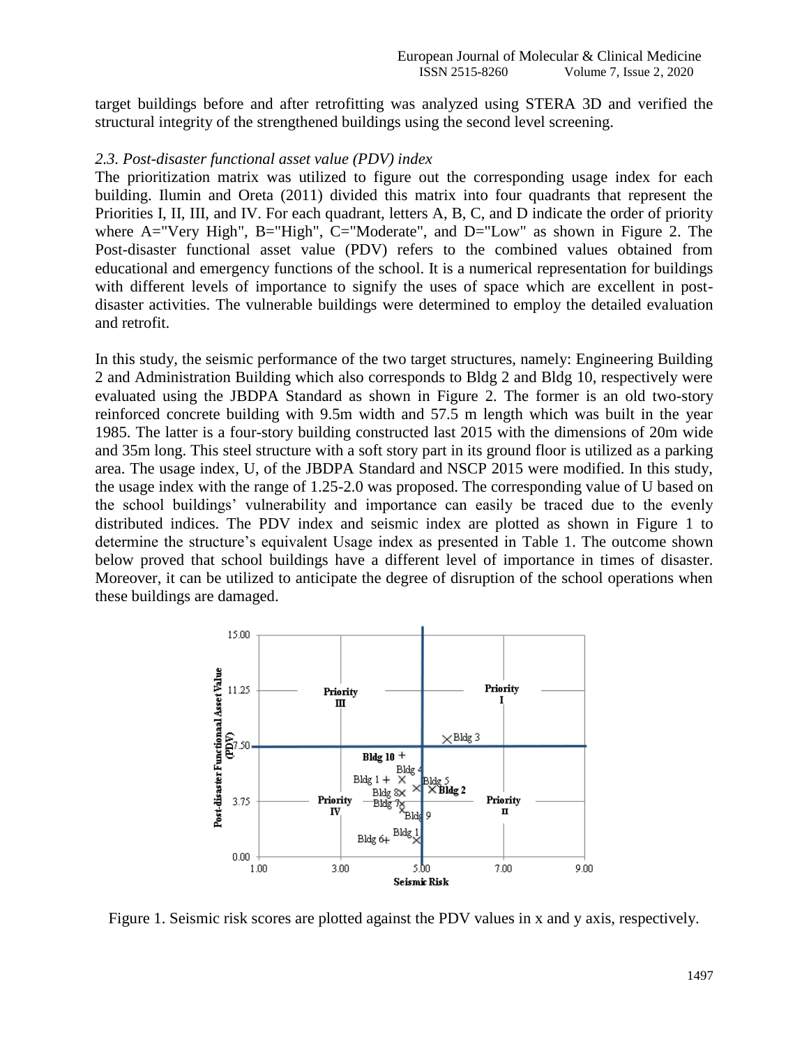target buildings before and after retrofitting was analyzed using STERA 3D and verified the structural integrity of the strengthened buildings using the second level screening.

### *2.3. Post-disaster functional asset value (PDV) index*

The prioritization matrix was utilized to figure out the corresponding usage index for each building. Ilumin and Oreta (2011) divided this matrix into four quadrants that represent the Priorities I, II, III, and IV. For each quadrant, letters A, B, C, and D indicate the order of priority where A="Very High", B="High", C="Moderate", and D="Low" as shown in Figure 2. The Post-disaster functional asset value (PDV) refers to the combined values obtained from educational and emergency functions of the school. It is a numerical representation for buildings with different levels of importance to signify the uses of space which are excellent in post-disaster activities. The vulnerable buildings were determined to employ the detailed evaluation and retrofit.

In this study, the seismic performance of the two target structures, namely: Engineering Building 2 and Administration Building which also corresponds to Bldg 2 and Bldg 10, respectively were evaluated using the JBDPA Standard as shown in Figure 2. The former is an old two-story reinforced concrete building with 9.5m width and 57.5 m length which was built in the year 1985. The latter is a four-story building constructed last 2015 with the dimensions of 20m wide and 35m long. This steel structure with a soft story part in its ground floor is utilized as a parking area. The usage index, U, of the JBDPA Standard and NSCP 2015 were modified. In this study, the usage index with the range of 1.25-2.0 was proposed. The corresponding value of U based on the school buildings' vulnerability and importance can easily be traced due to the evenly distributed indices. The PDV index and seismic index are plotted as shown in Figure 1 to determine the structure's equivalent Usage index as presented in Table 1. The outcome shown below proved that school buildings have a different level of importance in times of disaster. Moreover, it can be utilized to anticipate the degree of disruption of the school operations when these buildings are damaged.

Figure 1. Seismic risk scores are plotted against the PDV values in x and y axis, respectively.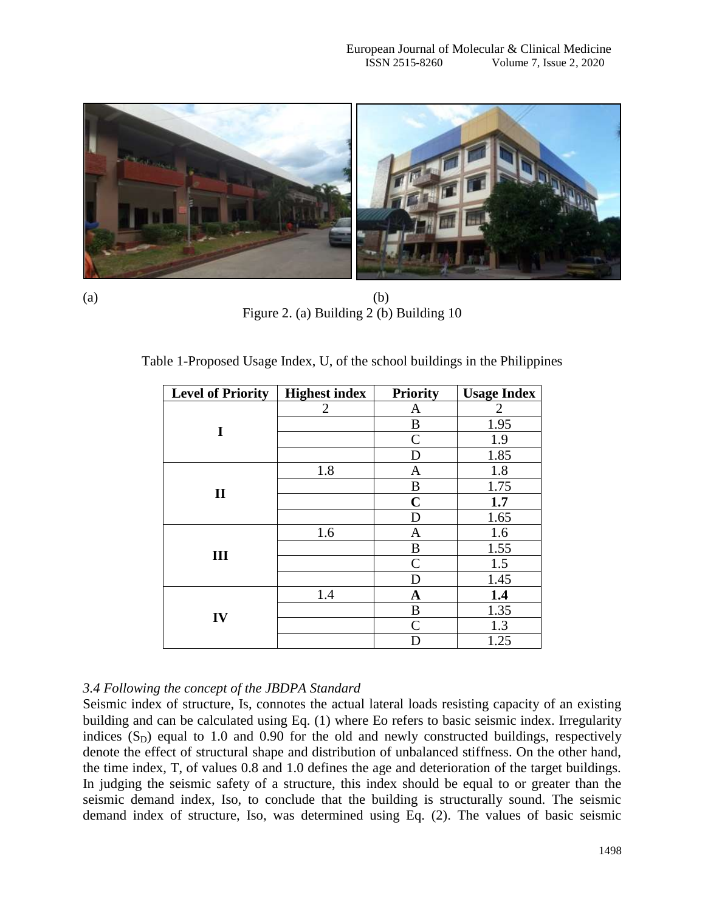(a) (b)
Figure 2. (a) Building 2 (b) Building 10

Table 1-Proposed Usage Index, U, of the school buildings in the Philippines

| Level of Priority | Highest index | Priority | Usage Index |
|---|---|---|---|
| I | 2 | A | 2 |
| | | B | 1.95 |
| | | C | 1.9 |
| | | D | 1.85 |
| II | 1.8 | A | 1.8 |
| | | B | 1.75 |
| | | **C** | **1.7** |
| | | D | 1.65 |
| III | 1.6 | A | 1.6 |
| | | B | 1.55 |
| | | C | 1.5 |
| | | D | 1.45 |
| IV | 1.4 | **A** | **1.4** |
| | | B | 1.35 |
| | | C | 1.3 |
| | | D | 1.25 |

### *3.4 Following the concept of the JBDPA Standard*

Seismic index of structure, Is, connotes the actual lateral loads resisting capacity of an existing building and can be calculated using Eq. (1) where Eo refers to basic seismic index. Irregularity indices ($S_D$) equal to 1.0 and 0.90 for the old and newly constructed buildings, respectively denote the effect of structural shape and distribution of unbalanced stiffness. On the other hand, the time index, T, of values 0.8 and 1.0 defines the age and deterioration of the target buildings. In judging the seismic safety of a structure, this index should be equal to or greater than the seismic demand index, Iso, to conclude that the building is structurally sound. The seismic demand index of structure, Iso, was determined using Eq. (2). The values of basic seismic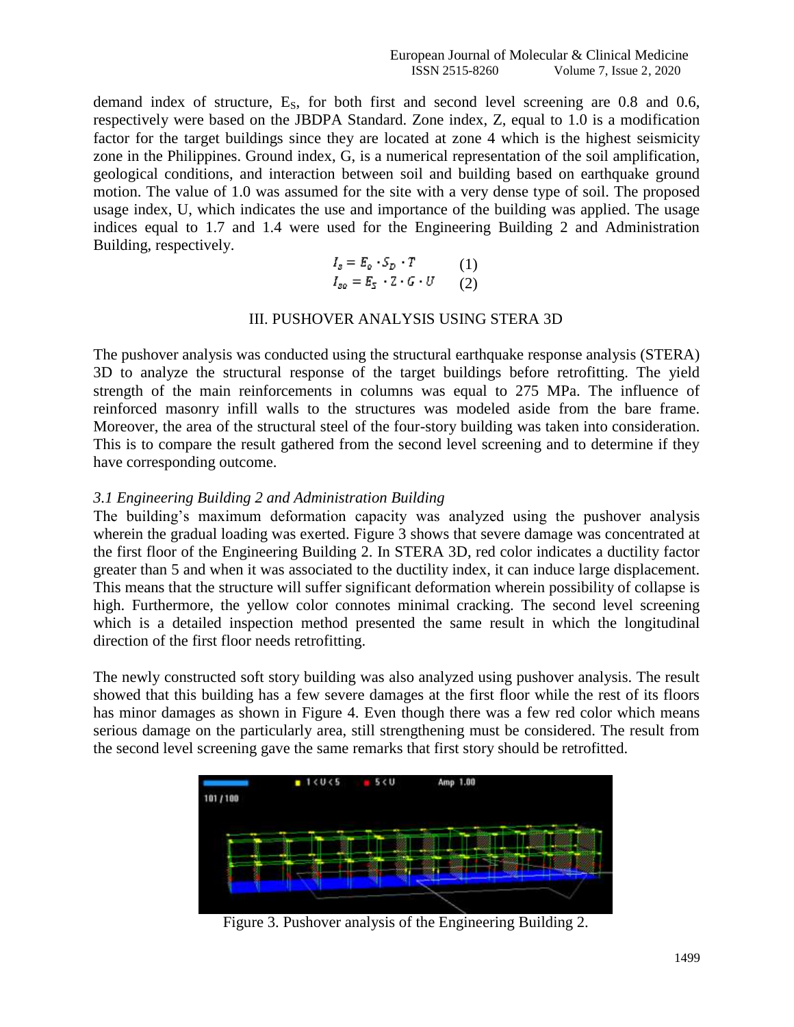demand index of structure, $E_S$, for both first and second level screening are 0.8 and 0.6, respectively were based on the JBDPA Standard. Zone index, Z, equal to 1.0 is a modification factor for the target buildings since they are located at zone 4 which is the highest seismicity zone in the Philippines. Ground index, G, is a numerical representation of the soil amplification, geological conditions, and interaction between soil and building based on earthquake ground motion. The value of 1.0 was assumed for the site with a very dense type of soil. The proposed usage index, U, which indicates the use and importance of the building was applied. The usage indices equal to 1.7 and 1.4 were used for the Engineering Building 2 and Administration Building, respectively.

$$I_s = E_o \cdot S_D \cdot T \qquad (1)$$

$$I_{so} = E_S \cdot Z \cdot G \cdot U \qquad (2)$$

## III. PUSHOVER ANALYSIS USING STERA 3D

The pushover analysis was conducted using the structural earthquake response analysis (STERA) 3D to analyze the structural response of the target buildings before retrofitting. The yield strength of the main reinforcements in columns was equal to 275 MPa. The influence of reinforced masonry infill walls to the structures was modeled aside from the bare frame. Moreover, the area of the structural steel of the four-story building was taken into consideration. This is to compare the result gathered from the second level screening and to determine if they have corresponding outcome.

### *3.1 Engineering Building 2 and Administration Building*

The building's maximum deformation capacity was analyzed using the pushover analysis wherein the gradual loading was exerted. Figure 3 shows that severe damage was concentrated at the first floor of the Engineering Building 2. In STERA 3D, red color indicates a ductility factor greater than 5 and when it was associated to the ductility index, it can induce large displacement. This means that the structure will suffer significant deformation wherein possibility of collapse is high. Furthermore, the yellow color connotes minimal cracking. The second level screening which is a detailed inspection method presented the same result in which the longitudinal direction of the first floor needs retrofitting.

The newly constructed soft story building was also analyzed using pushover analysis. The result showed that this building has a few severe damages at the first floor while the rest of its floors has minor damages as shown in Figure 4. Even though there was a few red color which means serious damage on the particularly area, still strengthening must be considered. The result from the second level screening gave the same remarks that first story should be retrofitted.

Figure 3. Pushover analysis of the Engineering Building 2.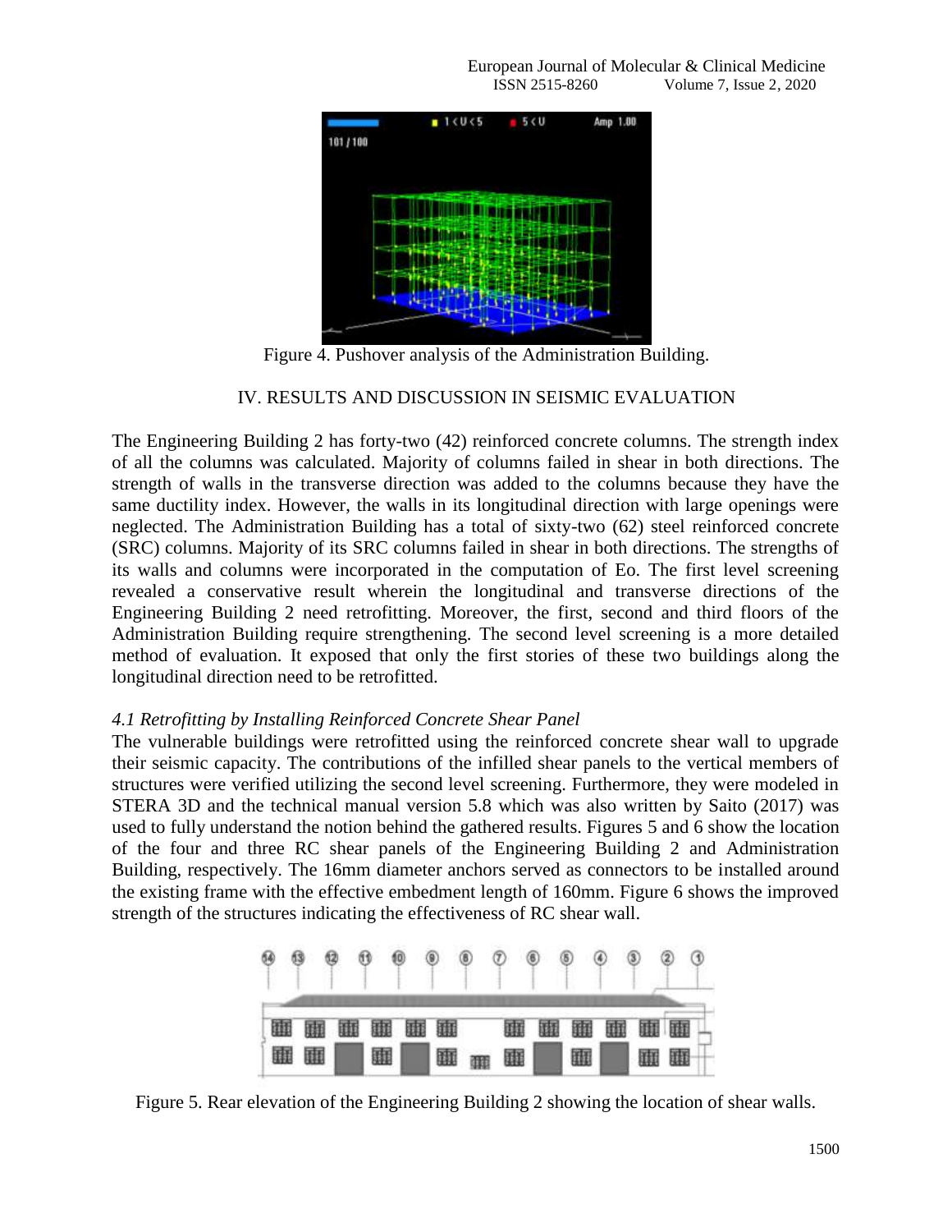Figure 4. Pushover analysis of the Administration Building.

## IV. RESULTS AND DISCUSSION IN SEISMIC EVALUATION

The Engineering Building 2 has forty-two (42) reinforced concrete columns. The strength index of all the columns was calculated. Majority of columns failed in shear in both directions. The strength of walls in the transverse direction was added to the columns because they have the same ductility index. However, the walls in its longitudinal direction with large openings were neglected. The Administration Building has a total of sixty-two (62) steel reinforced concrete (SRC) columns. Majority of its SRC columns failed in shear in both directions. The strengths of its walls and columns were incorporated in the computation of Eo. The first level screening revealed a conservative result wherein the longitudinal and transverse directions of the Engineering Building 2 need retrofitting. Moreover, the first, second and third floors of the Administration Building require strengthening. The second level screening is a more detailed method of evaluation. It exposed that only the first stories of these two buildings along the longitudinal direction need to be retrofitted.

### *4.1 Retrofitting by Installing Reinforced Concrete Shear Panel*

The vulnerable buildings were retrofitted using the reinforced concrete shear wall to upgrade their seismic capacity. The contributions of the infilled shear panels to the vertical members of structures were verified utilizing the second level screening. Furthermore, they were modeled in STERA 3D and the technical manual version 5.8 which was also written by Saito (2017) was used to fully understand the notion behind the gathered results. Figures 5 and 6 show the location of the four and three RC shear panels of the Engineering Building 2 and Administration Building, respectively. The 16mm diameter anchors served as connectors to be installed around the existing frame with the effective embedment length of 160mm. Figure 6 shows the improved strength of the structures indicating the effectiveness of RC shear wall.

Figure 5. Rear elevation of the Engineering Building 2 showing the location of shear walls.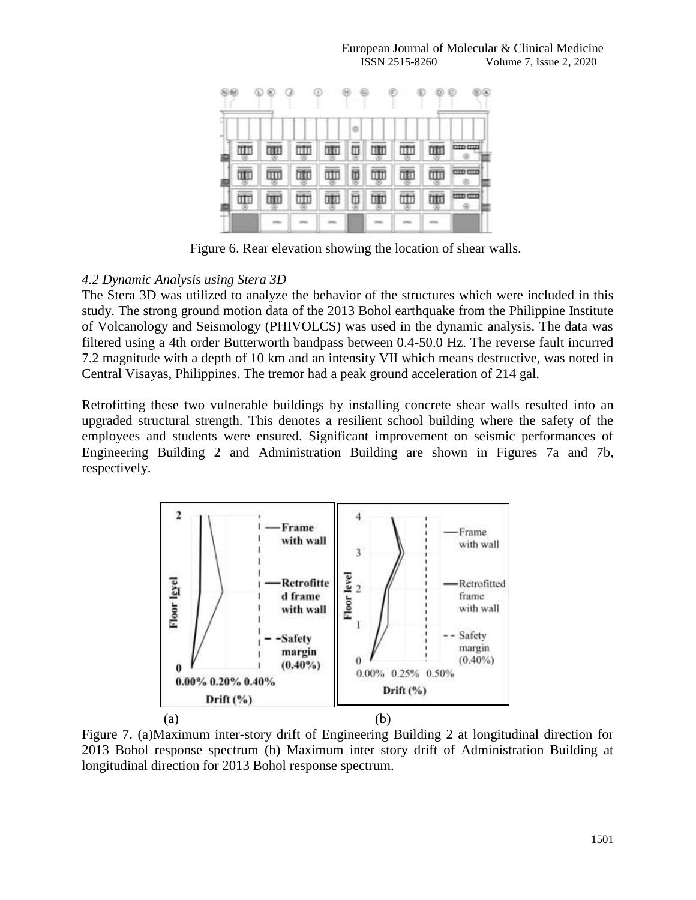Figure 6. Rear elevation showing the location of shear walls.

### *4.2 Dynamic Analysis using Stera 3D*

The Stera 3D was utilized to analyze the behavior of the structures which were included in this study. The strong ground motion data of the 2013 Bohol earthquake from the Philippine Institute of Volcanology and Seismology (PHIVOLCS) was used in the dynamic analysis. The data was filtered using a 4th order Butterworth bandpass between 0.4-50.0 Hz. The reverse fault incurred 7.2 magnitude with a depth of 10 km and an intensity VII which means destructive, was noted in Central Visayas, Philippines. The tremor had a peak ground acceleration of 214 gal.

Retrofitting these two vulnerable buildings by installing concrete shear walls resulted into an upgraded structural strength. This denotes a resilient school building where the safety of the employees and students were ensured. Significant improvement on seismic performances of Engineering Building 2 and Administration Building are shown in Figures 7a and 7b, respectively.

(a) (b)

Figure 7. (a)Maximum inter-story drift of Engineering Building 2 at longitudinal direction for 2013 Bohol response spectrum (b) Maximum inter story drift of Administration Building at longitudinal direction for 2013 Bohol response spectrum.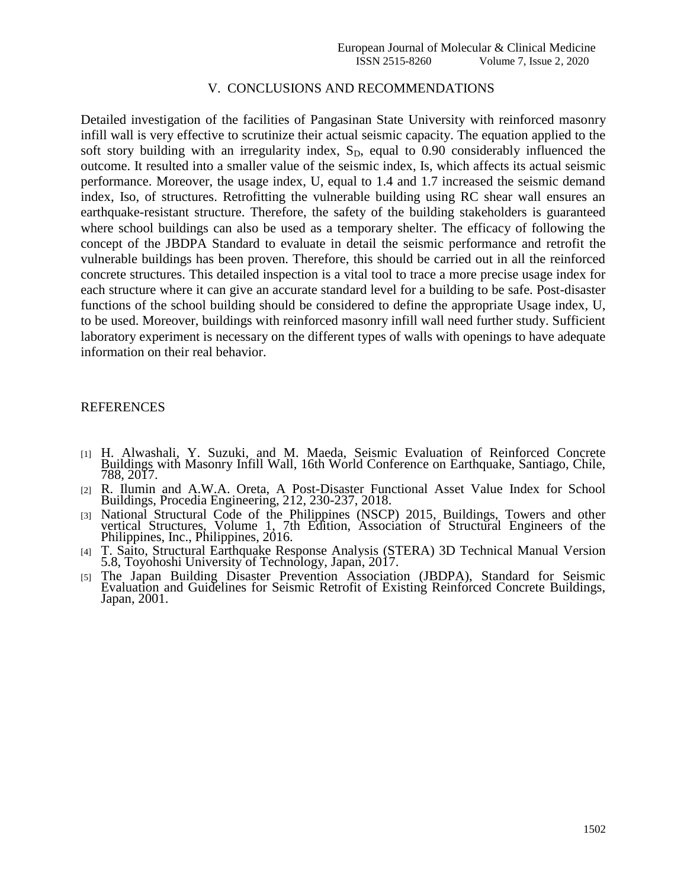## V. CONCLUSIONS AND RECOMMENDATIONS

Detailed investigation of the facilities of Pangasinan State University with reinforced masonry infill wall is very effective to scrutinize their actual seismic capacity. The equation applied to the soft story building with an irregularity index, $S_D$, equal to 0.90 considerably influenced the outcome. It resulted into a smaller value of the seismic index, Is, which affects its actual seismic performance. Moreover, the usage index, U, equal to 1.4 and 1.7 increased the seismic demand index, Iso, of structures. Retrofitting the vulnerable building using RC shear wall ensures an earthquake-resistant structure. Therefore, the safety of the building stakeholders is guaranteed where school buildings can also be used as a temporary shelter. The efficacy of following the concept of the JBDPA Standard to evaluate in detail the seismic performance and retrofit the vulnerable buildings has been proven. Therefore, this should be carried out in all the reinforced concrete structures. This detailed inspection is a vital tool to trace a more precise usage index for each structure where it can give an accurate standard level for a building to be safe. Post-disaster functions of the school building should be considered to define the appropriate Usage index, U, to be used. Moreover, buildings with reinforced masonry infill wall need further study. Sufficient laboratory experiment is necessary on the different types of walls with openings to have adequate information on their real behavior.

## REFERENCES

[1] H. Alwashali, Y. Suzuki, and M. Maeda, Seismic Evaluation of Reinforced Concrete Buildings with Masonry Infill Wall, 16th World Conference on Earthquake, Santiago, Chile, 788, 2017.

[2] R. Ilumin and A.W.A. Oreta, A Post-Disaster Functional Asset Value Index for School Buildings, Procedia Engineering, 212, 230-237, 2018.

[3] National Structural Code of the Philippines (NSCP) 2015, Buildings, Towers and other vertical Structures, Volume 1, 7th Edition, Association of Structural Engineers of the Philippines, Inc., Philippines, 2016.

[4] T. Saito, Structural Earthquake Response Analysis (STERA) 3D Technical Manual Version 5.8, Toyohoshi University of Technology, Japan, 2017.

[5] The Japan Building Disaster Prevention Association (JBDPA), Standard for Seismic Evaluation and Guidelines for Seismic Retrofit of Existing Reinforced Concrete Buildings, Japan, 2001.